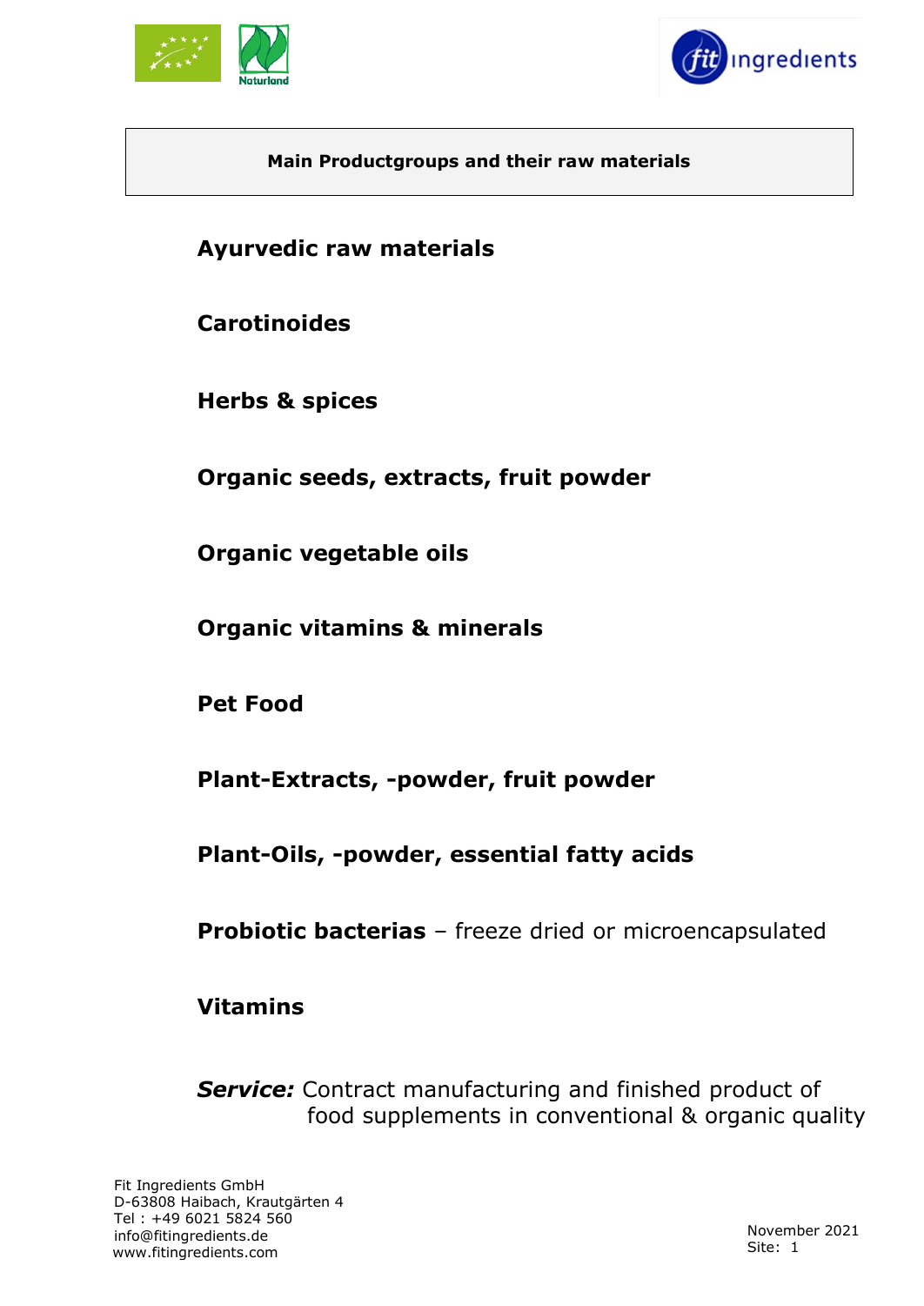## Main Productgroups and their raw materials

**Ayurvedic raw materials**

**Carotinoides**

**Herbs & spices**

**Organic seeds, extracts, fruit powder**

**Organic vegetable oils**

**Organic vitamins & minerals**

**Pet Food**

**Plant-Extracts, -powder, fruit powder**

**Plant-Oils, -powder, essential fatty acids**

**Probiotic bacterias** – freeze dried or microencapsulated

**Vitamins**

***Service:*** Contract manufacturing and finished product of food supplements in conventional & organic quality

Fit Ingredients GmbH
D-63808 Haibach, Krautgärten 4
Tel : +49 6021 5824 560
info@fitingredients.de
www.fitingredients.com

November 2021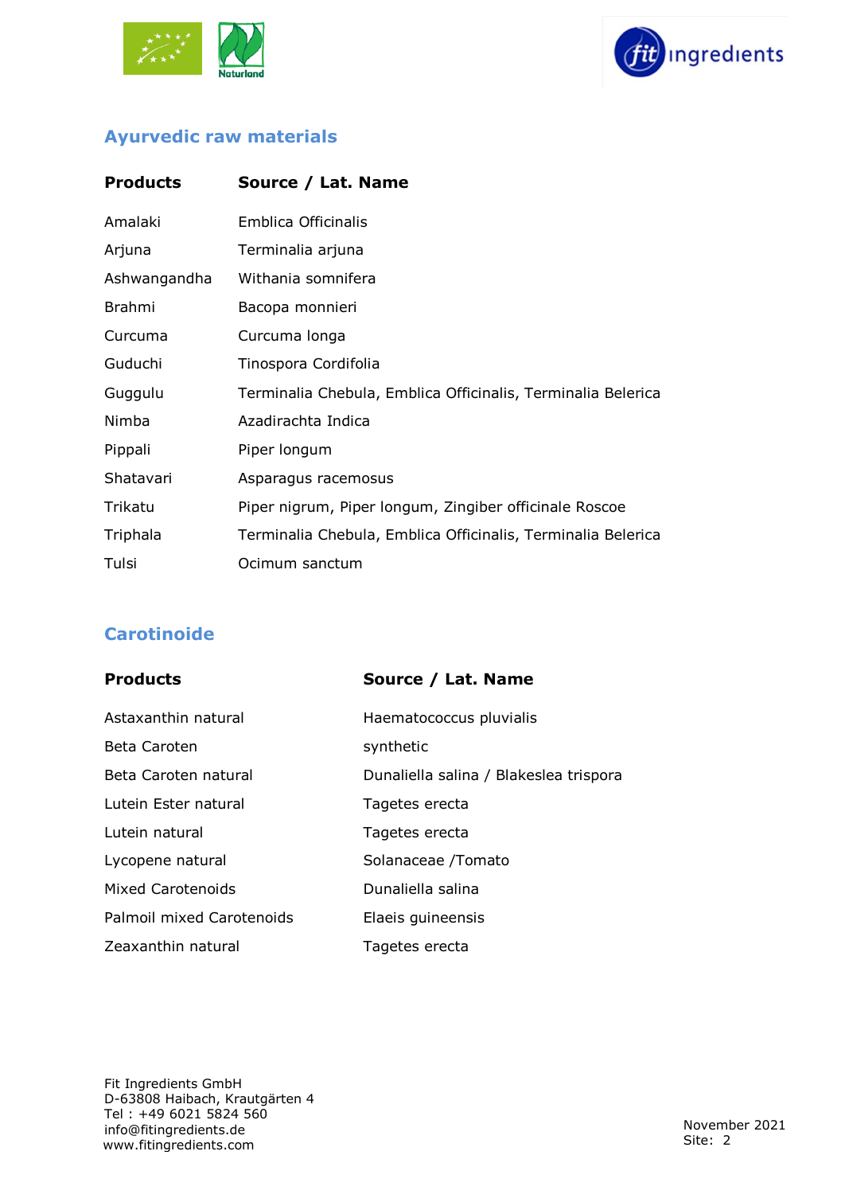## Ayurvedic raw materials

| Products | Source / Lat. Name |
|---|---|
| Amalaki | Emblica Officinalis |
| Arjuna | Terminalia arjuna |
| Ashwangandha | Withania somnifera |
| Brahmi | Bacopa monnieri |
| Curcuma | Curcuma longa |
| Guduchi | Tinospora Cordifolia |
| Guggulu | Terminalia Chebula, Emblica Officinalis, Terminalia Belerica |
| Nimba | Azadirachta Indica |
| Pippali | Piper longum |
| Shatavari | Asparagus racemosus |
| Trikatu | Piper nigrum, Piper longum, Zingiber officinale Roscoe |
| Triphala | Terminalia Chebula, Emblica Officinalis, Terminalia Belerica |
| Tulsi | Ocimum sanctum |

## Carotinoide

| Products | Source / Lat. Name |
|---|---|
| Astaxanthin natural | Haematococcus pluvialis |
| Beta Caroten | synthetic |
| Beta Caroten natural | Dunaliella salina / Blakeslea trispora |
| Lutein Ester natural | Tagetes erecta |
| Lutein natural | Tagetes erecta |
| Lycopene natural | Solanaceae /Tomato |
| Mixed Carotenoids | Dunaliella salina |
| Palmoil mixed Carotenoids | Elaeis guineensis |
| Zeaxanthin natural | Tagetes erecta |

Fit Ingredients GmbH
D-63808 Haibach, Krautgärten 4
Tel : +49 6021 5824 560
info@fitingredients.de
www.fitingredients.com

November 2021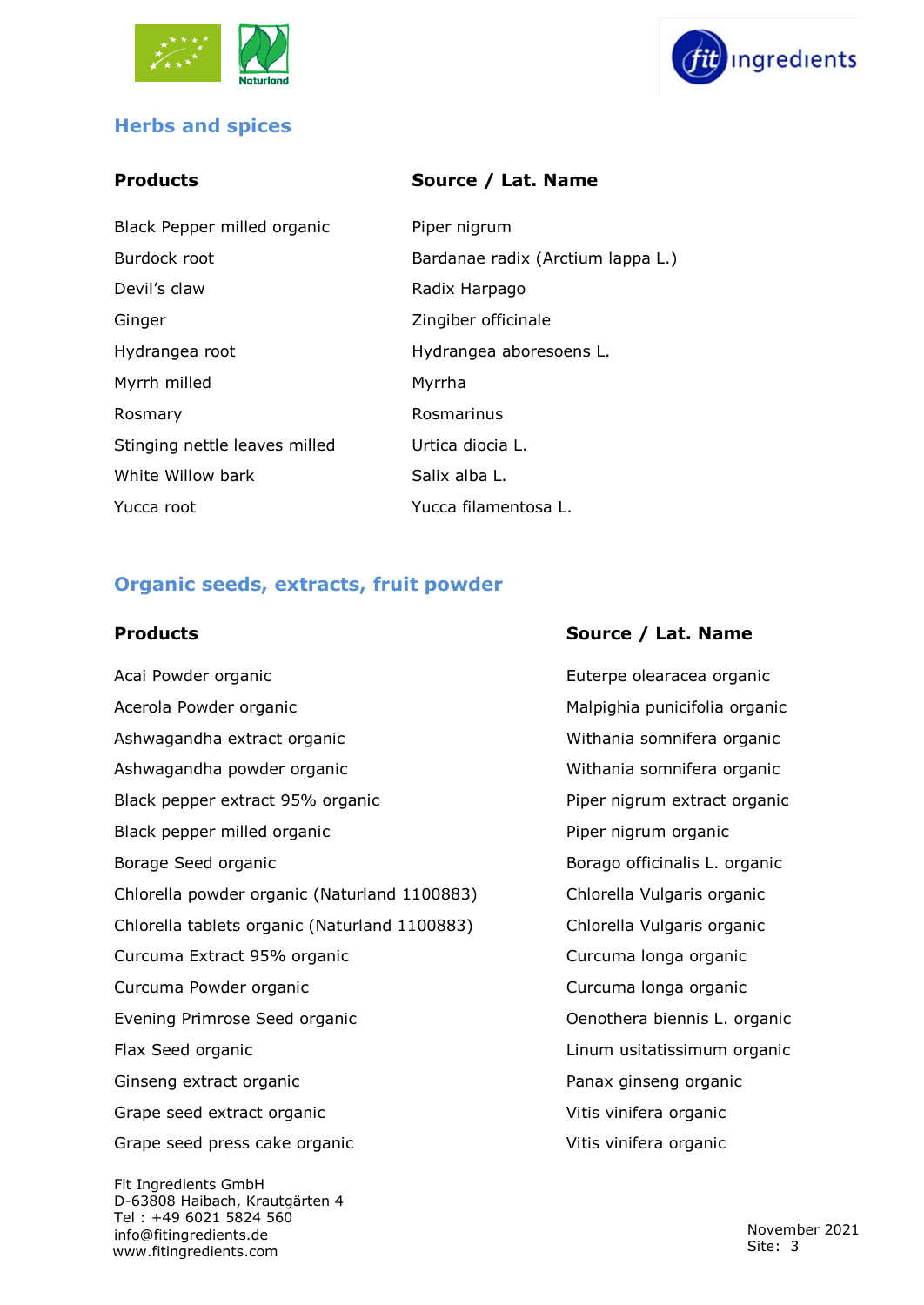## Herbs and spices

| Products | Source / Lat. Name |
|---|---|
| Black Pepper milled organic | Piper nigrum |
| Burdock root | Bardanae radix (Arctium lappa L.) |
| Devil's claw | Radix Harpago |
| Ginger | Zingiber officinale |
| Hydrangea root | Hydrangea aboresoens L. |
| Myrrh milled | Myrrha |
| Rosmary | Rosmarinus |
| Stinging nettle leaves milled | Urtica diocia L. |
| White Willow bark | Salix alba L. |
| Yucca root | Yucca filamentosa L. |

## Organic seeds, extracts, fruit powder

| Products | Source / Lat. Name |
|---|---|
| Acai Powder organic | Euterpe olearacea organic |
| Acerola Powder organic | Malpighia punicifolia organic |
| Ashwagandha extract organic | Withania somnifera organic |
| Ashwagandha powder organic | Withania somnifera organic |
| Black pepper extract 95% organic | Piper nigrum extract organic |
| Black pepper milled organic | Piper nigrum organic |
| Borage Seed organic | Borago officinalis L. organic |
| Chlorella powder organic (Naturland 1100883) | Chlorella Vulgaris organic |
| Chlorella tablets organic (Naturland 1100883) | Chlorella Vulgaris organic |
| Curcuma Extract 95% organic | Curcuma longa organic |
| Curcuma Powder organic | Curcuma longa organic |
| Evening Primrose Seed organic | Oenothera biennis L. organic |
| Flax Seed organic | Linum usitatissimum organic |
| Ginseng extract organic | Panax ginseng organic |
| Grape seed extract organic | Vitis vinifera organic |
| Grape seed press cake organic | Vitis vinifera organic |

Fit Ingredients GmbH
D-63808 Haibach, Krautgärten 4
Tel : +49 6021 5824 560
info@fitingredients.de
www.fitingredients.com

November 2021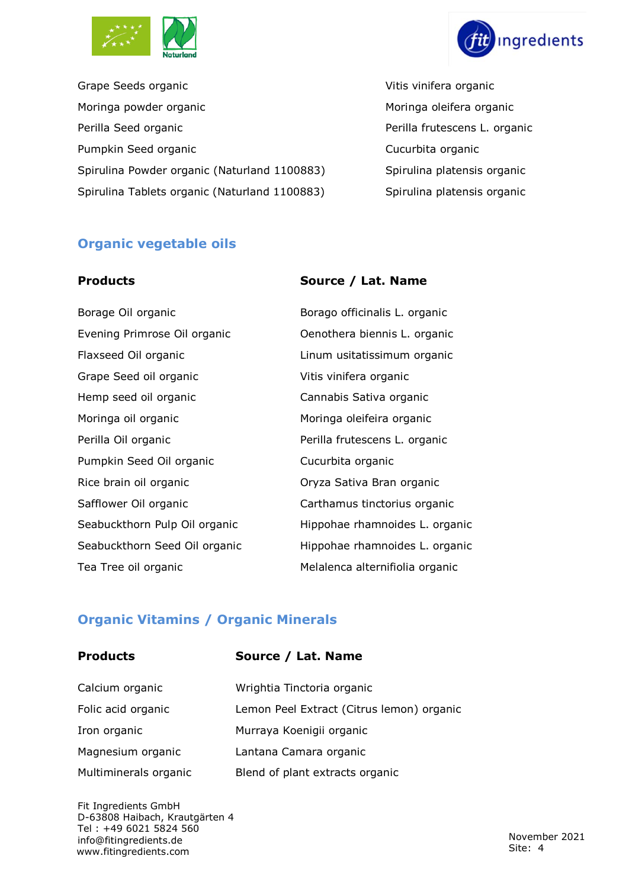| | |
|---|---|
| Grape Seeds organic | Vitis vinifera organic |
| Moringa powder organic | Moringa oleifera organic |
| Perilla Seed organic | Perilla frutescens L. organic |
| Pumpkin Seed organic | Cucurbita organic |
| Spirulina Powder organic (Naturland 1100883) | Spirulina platensis organic |
| Spirulina Tablets organic (Naturland 1100883) | Spirulina platensis organic |

## Organic vegetable oils

| Products | Source / Lat. Name |
|---|---|
| Borage Oil organic | Borago officinalis L. organic |
| Evening Primrose Oil organic | Oenothera biennis L. organic |
| Flaxseed Oil organic | Linum usitatissimum organic |
| Grape Seed oil organic | Vitis vinifera organic |
| Hemp seed oil organic | Cannabis Sativa organic |
| Moringa oil organic | Moringa oleifeira organic |
| Perilla Oil organic | Perilla frutescens L. organic |
| Pumpkin Seed Oil organic | Cucurbita organic |
| Rice brain oil organic | Oryza Sativa Bran organic |
| Safflower Oil organic | Carthamus tinctorius organic |
| Seabuckthorn Pulp Oil organic | Hippohae rhamnoides L. organic |
| Seabuckthorn Seed Oil organic | Hippohae rhamnoides L. organic |
| Tea Tree oil organic | Melalenca alternifiolia organic |

## Organic Vitamins / Organic Minerals

| Products | Source / Lat. Name |
|---|---|
| Calcium organic | Wrightia Tinctoria organic |
| Folic acid organic | Lemon Peel Extract (Citrus lemon) organic |
| Iron organic | Murraya Koenigii organic |
| Magnesium organic | Lantana Camara organic |
| Multiminerals organic | Blend of plant extracts organic |

Fit Ingredients GmbH
D-63808 Haibach, Krautgärten 4
Tel : +49 6021 5824 560
info@fitingredients.de
www.fitingredients.com

November 2021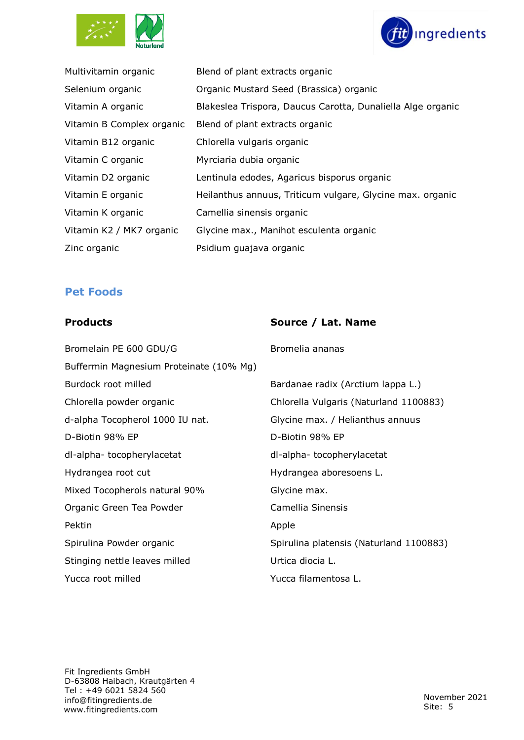| | |
|---|---|
| Multivitamin organic | Blend of plant extracts organic |
| Selenium organic | Organic Mustard Seed (Brassica) organic |
| Vitamin A organic | Blakeslea Trispora, Daucus Carotta, Dunaliella Alge organic |
| Vitamin B Complex organic | Blend of plant extracts organic |
| Vitamin B12 organic | Chlorella vulgaris organic |
| Vitamin C organic | Myrciaria dubia organic |
| Vitamin D2 organic | Lentinula edodes, Agaricus bisporus organic |
| Vitamin E organic | Heilanthus annuus, Triticum vulgare, Glycine max. organic |
| Vitamin K organic | Camellia sinensis organic |
| Vitamin K2 / MK7 organic | Glycine max., Manihot esculenta organic |
| Zinc organic | Psidium guajava organic |

## Pet Foods

| Products | Source / Lat. Name |
|---|---|
| Bromelain PE 600 GDU/G | Bromelia ananas |
| Buffermin Magnesium Proteinate (10% Mg) | |
| Burdock root milled | Bardanae radix (Arctium lappa L.) |
| Chlorella powder organic | Chlorella Vulgaris (Naturland 1100883) |
| d-alpha Tocopherol 1000 IU nat. | Glycine max. / Helianthus annuus |
| D-Biotin 98% EP | D-Biotin 98% EP |
| dl-alpha- tocopherylacetat | dl-alpha- tocopherylacetat |
| Hydrangea root cut | Hydrangea aboresoens L. |
| Mixed Tocopherols natural 90% | Glycine max. |
| Organic Green Tea Powder | Camellia Sinensis |
| Pektin | Apple |
| Spirulina Powder organic | Spirulina platensis (Naturland 1100883) |
| Stinging nettle leaves milled | Urtica diocia L. |
| Yucca root milled | Yucca filamentosa L. |

Fit Ingredients GmbH
D-63808 Haibach, Krautgärten 4
Tel : +49 6021 5824 560
info@fitingredients.de
www.fitingredients.com

November 2021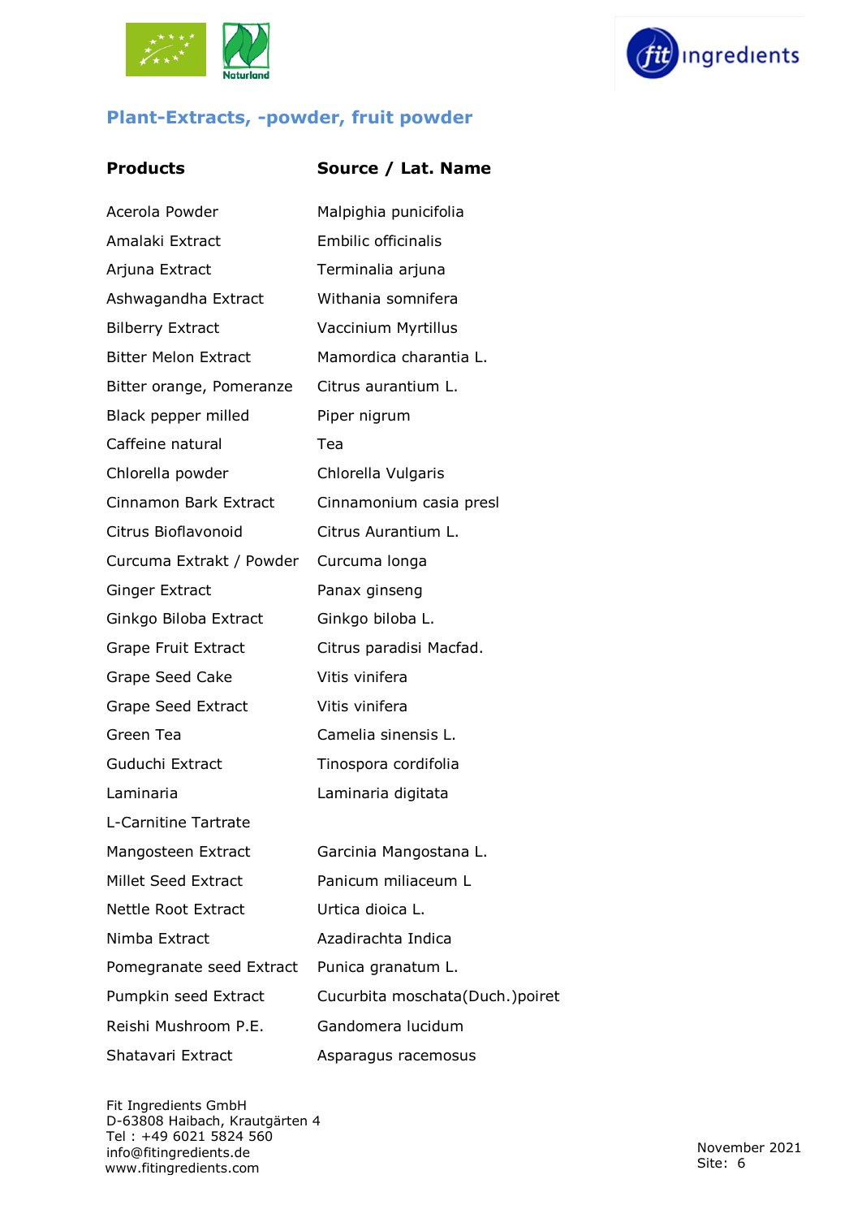## Plant-Extracts, -powder, fruit powder

| Products | Source / Lat. Name |
|---|---|
| Acerola Powder | Malpighia punicifolia |
| Amalaki Extract | Embilic officinalis |
| Arjuna Extract | Terminalia arjuna |
| Ashwagandha Extract | Withania somnifera |
| Bilberry Extract | Vaccinium Myrtillus |
| Bitter Melon Extract | Mamordica charantia L. |
| Bitter orange, Pomeranze | Citrus aurantium L. |
| Black pepper milled | Piper nigrum |
| Caffeine natural | Tea |
| Chlorella powder | Chlorella Vulgaris |
| Cinnamon Bark Extract | Cinnamonium casia presl |
| Citrus Bioflavonoid | Citrus Aurantium L. |
| Curcuma Extrakt / Powder | Curcuma longa |
| Ginger Extract | Panax ginseng |
| Ginkgo Biloba Extract | Ginkgo biloba L. |
| Grape Fruit Extract | Citrus paradisi Macfad. |
| Grape Seed Cake | Vitis vinifera |
| Grape Seed Extract | Vitis vinifera |
| Green Tea | Camelia sinensis L. |
| Guduchi Extract | Tinospora cordifolia |
| Laminaria | Laminaria digitata |
| L-Carnitine Tartrate | |
| Mangosteen Extract | Garcinia Mangostana L. |
| Millet Seed Extract | Panicum miliaceum L |
| Nettle Root Extract | Urtica dioica L. |
| Nimba Extract | Azadirachta Indica |
| Pomegranate seed Extract | Punica granatum L. |
| Pumpkin seed Extract | Cucurbita moschata(Duch.)poiret |
| Reishi Mushroom P.E. | Gandomera lucidum |
| Shatavari Extract | Asparagus racemosus |

Fit Ingredients GmbH
D-63808 Haibach, Krautgärten 4
Tel : +49 6021 5824 560
info@fitingredients.de
www.fitingredients.com

November 2021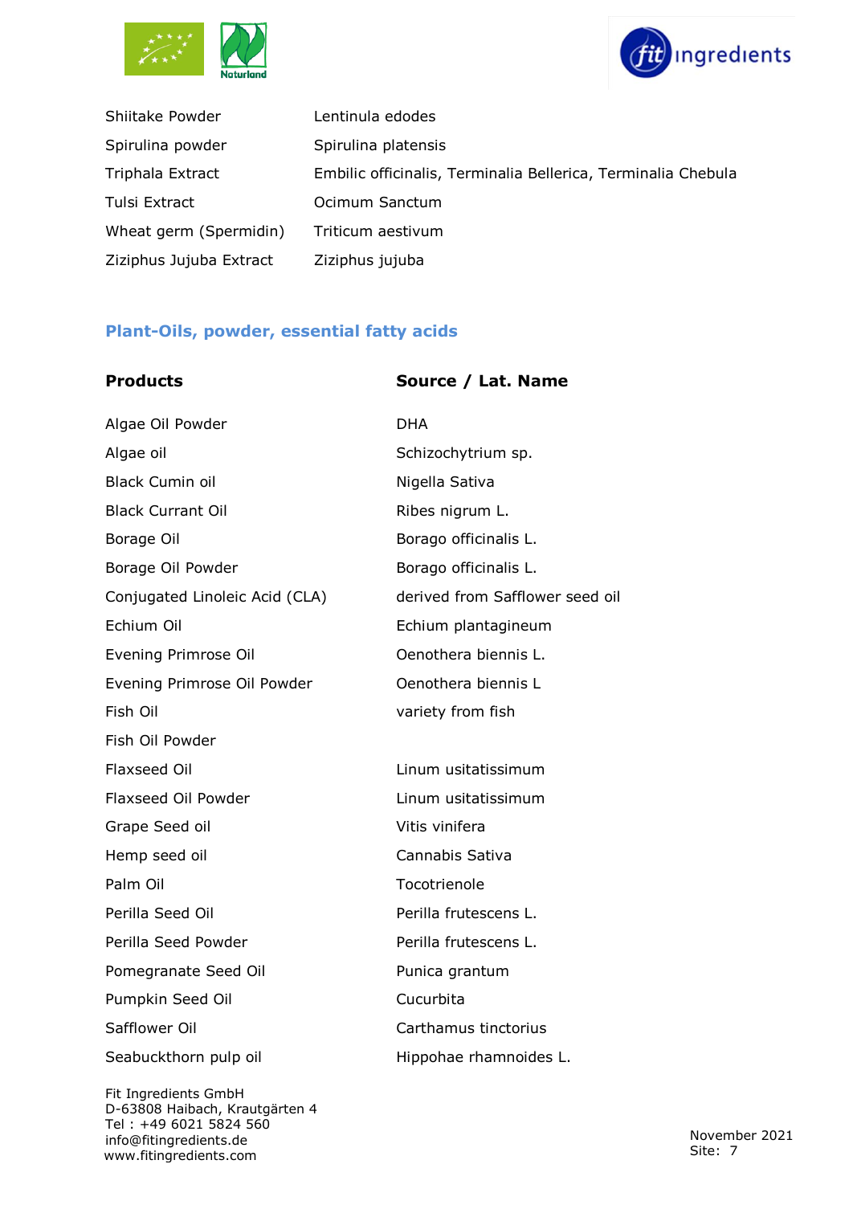| | |
|---|---|
| Shiitake Powder | Lentinula edodes |
| Spirulina powder | Spirulina platensis |
| Triphala Extract | Embilic officinalis, Terminalia Bellerica, Terminalia Chebula |
| Tulsi Extract | Ocimum Sanctum |
| Wheat germ (Spermidin) | Triticum aestivum |
| Ziziphus Jujuba Extract | Ziziphus jujuba |

## Plant-Oils, powder, essential fatty acids

| Products | Source / Lat. Name |
|---|---|
| Algae Oil Powder | DHA |
| Algae oil | Schizochytrium sp. |
| Black Cumin oil | Nigella Sativa |
| Black Currant Oil | Ribes nigrum L. |
| Borage Oil | Borago officinalis L. |
| Borage Oil Powder | Borago officinalis L. |
| Conjugated Linoleic Acid (CLA) | derived from Safflower seed oil |
| Echium Oil | Echium plantagineum |
| Evening Primrose Oil | Oenothera biennis L. |
| Evening Primrose Oil Powder | Oenothera biennis L |
| Fish Oil | variety from fish |
| Fish Oil Powder | |
| Flaxseed Oil | Linum usitatissimum |
| Flaxseed Oil Powder | Linum usitatissimum |
| Grape Seed oil | Vitis vinifera |
| Hemp seed oil | Cannabis Sativa |
| Palm Oil | Tocotrienole |
| Perilla Seed Oil | Perilla frutescens L. |
| Perilla Seed Powder | Perilla frutescens L. |
| Pomegranate Seed Oil | Punica grantum |
| Pumpkin Seed Oil | Cucurbita |
| Safflower Oil | Carthamus tinctorius |
| Seabuckthorn pulp oil | Hippohae rhamnoides L. |

Fit Ingredients GmbH
D-63808 Haibach, Krautgärten 4
Tel : +49 6021 5824 560
info@fitingredients.de
www.fitingredients.com

November 2021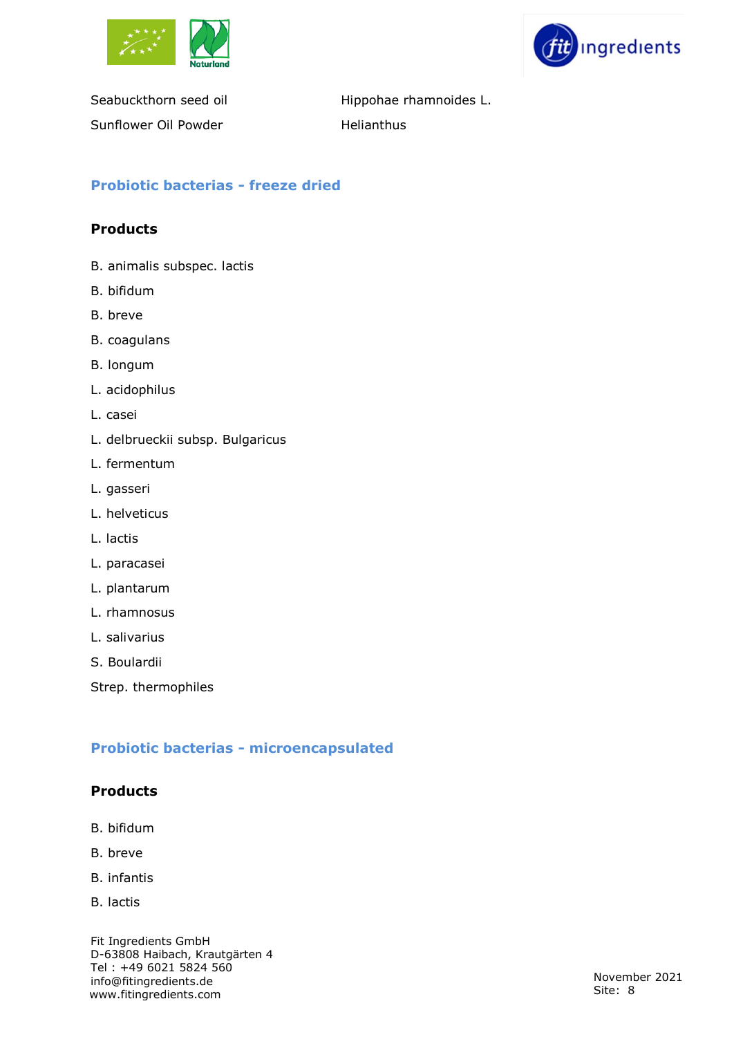| | |
|---|---|
| Seabuckthorn seed oil | Hippohae rhamnoides L. |
| Sunflower Oil Powder | Helianthus |

## Probiotic bacterias - freeze dried

**Products**

B. animalis subspec. lactis

B. bifidum

B. breve

B. coagulans

B. longum

L. acidophilus

L. casei

L. delbrueckii subsp. Bulgaricus

L. fermentum

L. gasseri

L. helveticus

L. lactis

L. paracasei

L. plantarum

L. rhamnosus

L. salivarius

S. Boulardii

Strep. thermophiles

## Probiotic bacterias - microencapsulated

**Products**

B. bifidum

B. breve

B. infantis

B. lactis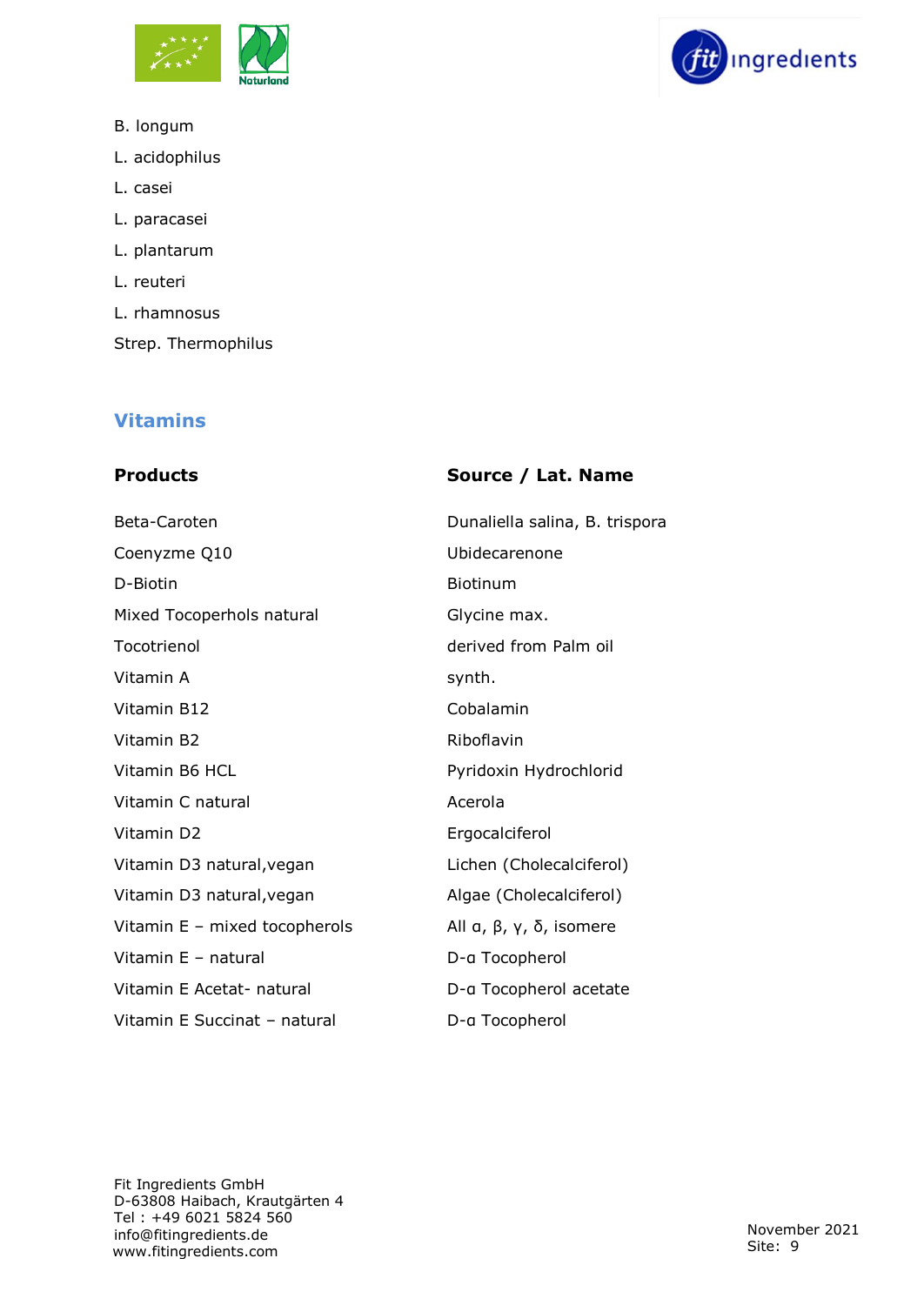B. longum

L. acidophilus

L. casei

L. paracasei

L. plantarum

L. reuteri

L. rhamnosus

Strep. Thermophilus

## Vitamins

| Products | Source / Lat. Name |
|---|---|
| Beta-Caroten | Dunaliella salina, B. trispora |
| Coenyzme Q10 | Ubidecarenone |
| D-Biotin | Biotinum |
| Mixed Tocoperhols natural | Glycine max. |
| Tocotrienol | derived from Palm oil |
| Vitamin A | synth. |
| Vitamin B12 | Cobalamin |
| Vitamin B2 | Riboflavin |
| Vitamin B6 HCL | Pyridoxin Hydrochlorid |
| Vitamin C natural | Acerola |
| Vitamin D2 | Ergocalciferol |
| Vitamin D3 natural,vegan | Lichen (Cholecalciferol) |
| Vitamin D3 natural,vegan | Algae (Cholecalciferol) |
| Vitamin E – mixed tocopherols | All α, β, γ, δ, isomere |
| Vitamin E – natural | D-α Tocopherol |
| Vitamin E Acetat- natural | D-α Tocopherol acetate |
| Vitamin E Succinat – natural | D-α Tocopherol |

Fit Ingredients GmbH
D-63808 Haibach, Krautgärten 4
Tel : +49 6021 5824 560
info@fitingredients.de
www.fitingredients.com

November 2021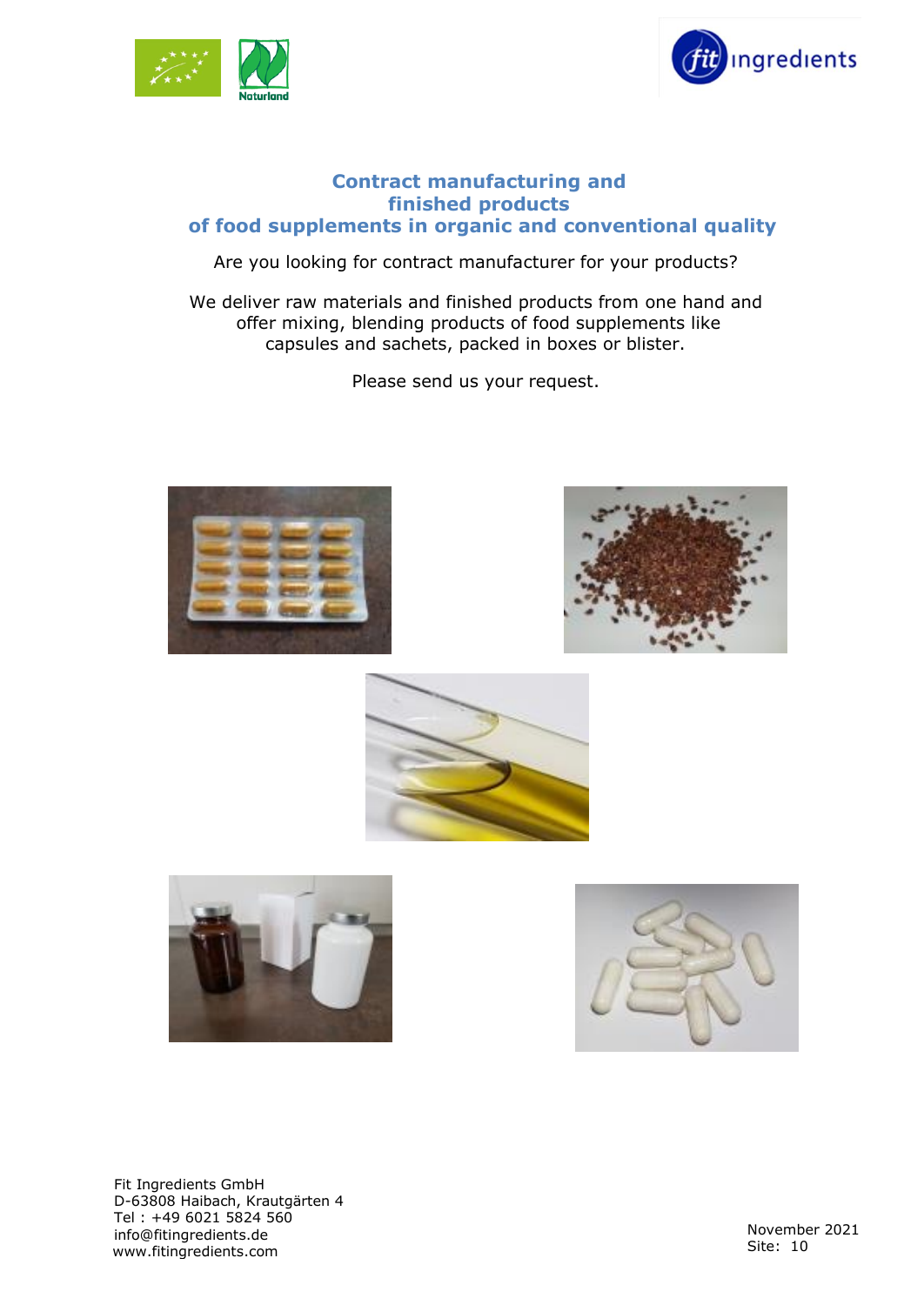## Contract manufacturing and finished products of food supplements in organic and conventional quality

Are you looking for contract manufacturer for your products?

We deliver raw materials and finished products from one hand and offer mixing, blending products of food supplements like capsules and sachets, packed in boxes or blister.

Please send us your request.

Fit Ingredients GmbH
D-63808 Haibach, Krautgärten 4
Tel : +49 6021 5824 560
info@fitingredients.de
www.fitingredients.com

November 2021